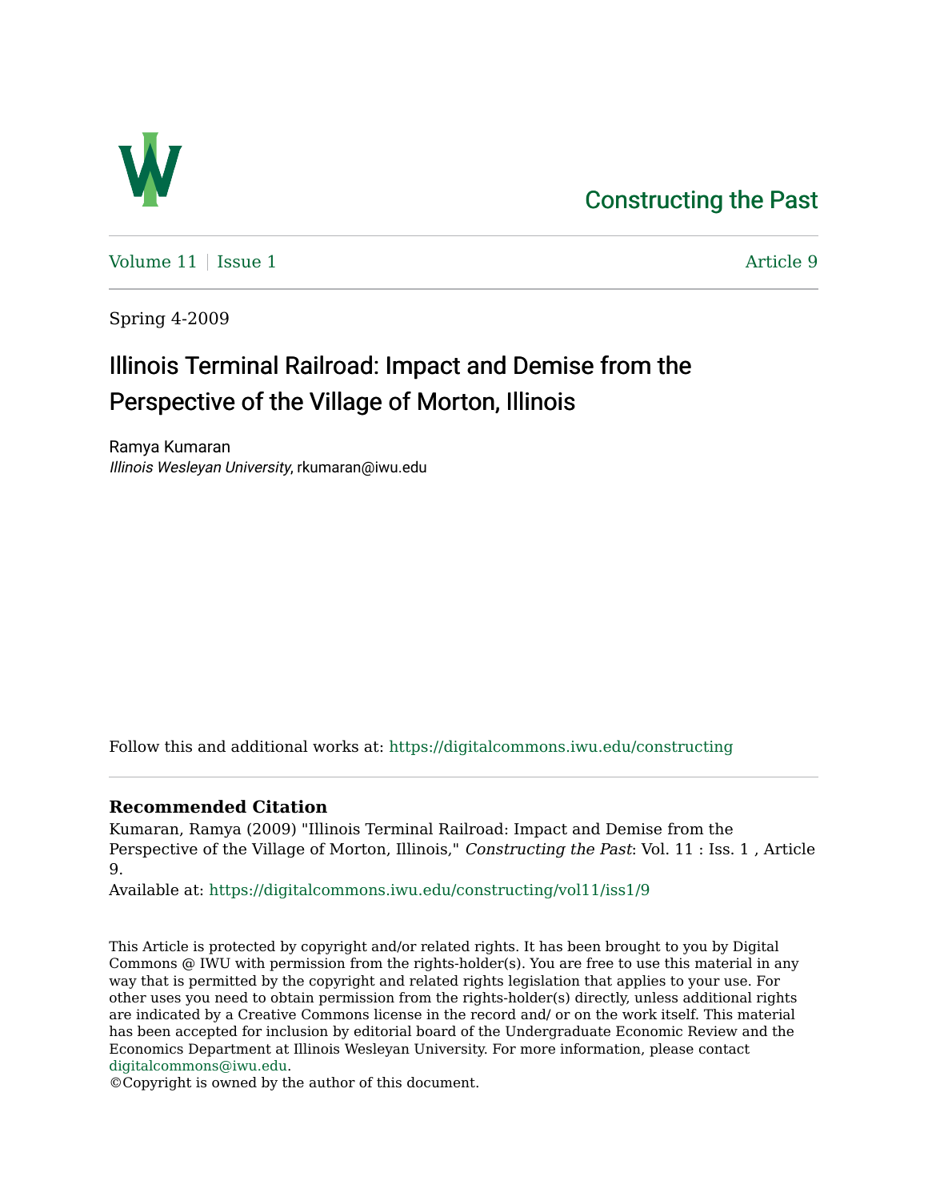Constructing the Past

Volume 11 | Issue 1 Article 9

Spring 4-2009

# Illinois Terminal Railroad: Impact and Demise from the Perspective of the Village of Morton, Illinois

Ramya Kumaran
*Illinois Wesleyan University*, rkumaran@iwu.edu

Follow this and additional works at: https://digitalcommons.iwu.edu/constructing

**Recommended Citation**

Kumaran, Ramya (2009) "Illinois Terminal Railroad: Impact and Demise from the Perspective of the Village of Morton, Illinois," *Constructing the Past*: Vol. 11 : Iss. 1 , Article 9.
Available at: https://digitalcommons.iwu.edu/constructing/vol11/iss1/9

This Article is protected by copyright and/or related rights. It has been brought to you by Digital Commons @ IWU with permission from the rights-holder(s). You are free to use this material in any way that is permitted by the copyright and related rights legislation that applies to your use. For other uses you need to obtain permission from the rights-holder(s) directly, unless additional rights are indicated by a Creative Commons license in the record and/ or on the work itself. This material has been accepted for inclusion by editorial board of the Undergraduate Economic Review and the Economics Department at Illinois Wesleyan University. For more information, please contact digitalcommons@iwu.edu.
©Copyright is owned by the author of this document.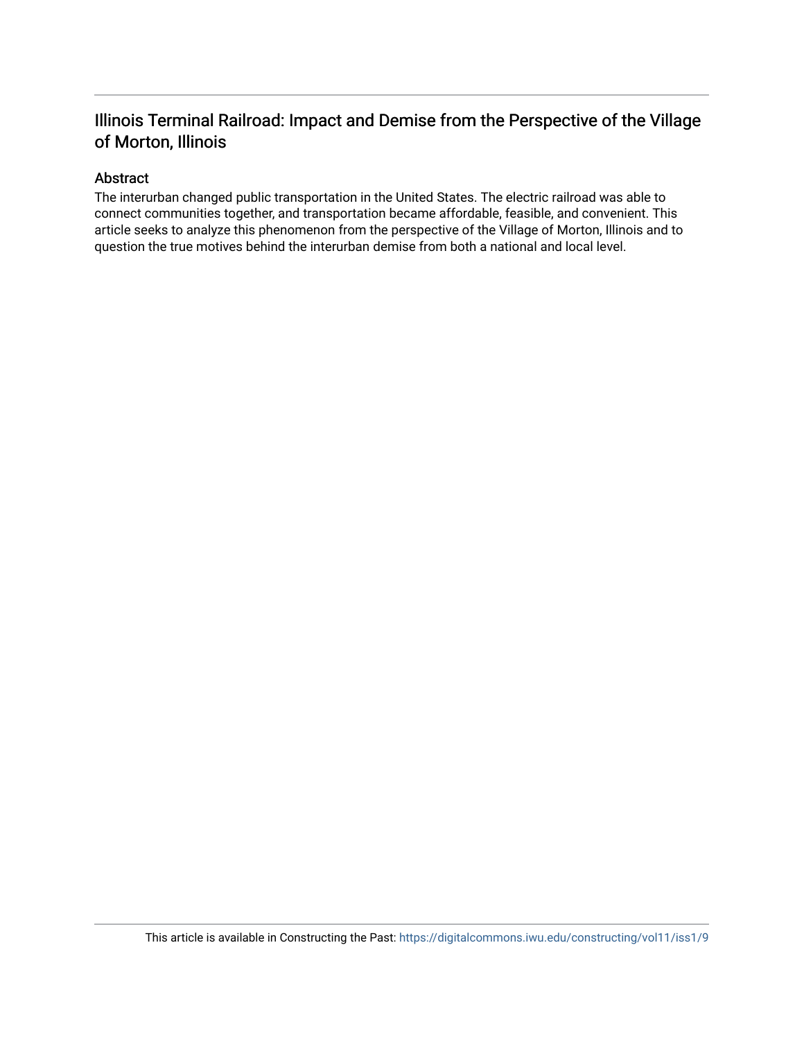# Illinois Terminal Railroad: Impact and Demise from the Perspective of the Village of Morton, Illinois

## Abstract

The interurban changed public transportation in the United States. The electric railroad was able to connect communities together, and transportation became affordable, feasible, and convenient. This article seeks to analyze this phenomenon from the perspective of the Village of Morton, Illinois and to question the true motives behind the interurban demise from both a national and local level.

This article is available in Constructing the Past: https://digitalcommons.iwu.edu/constructing/vol11/iss1/9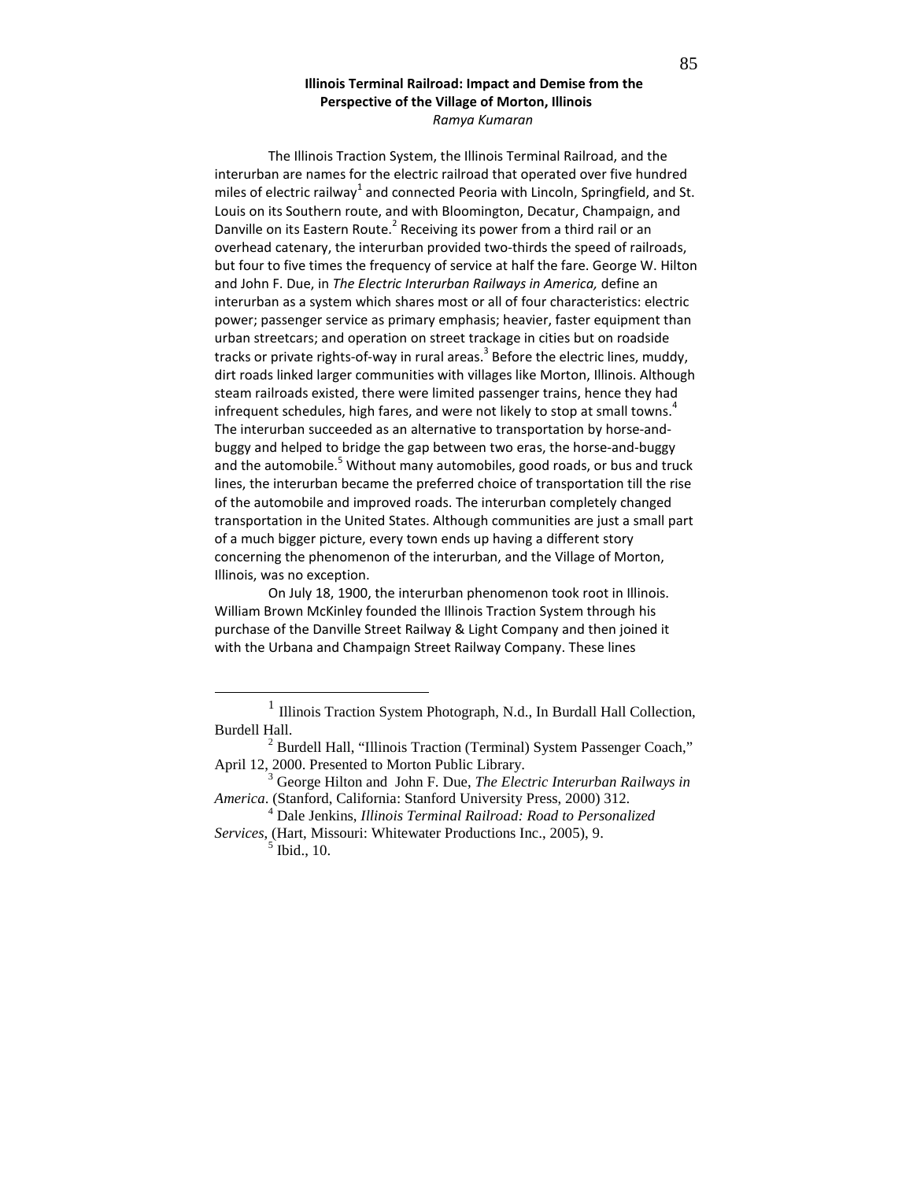**Illinois Terminal Railroad: Impact and Demise from the Perspective of the Village of Morton, Illinois**

*Ramya Kumaran*

The Illinois Traction System, the Illinois Terminal Railroad, and the interurban are names for the electric railroad that operated over five hundred miles of electric railway[1] and connected Peoria with Lincoln, Springfield, and St. Louis on its Southern route, and with Bloomington, Decatur, Champaign, and Danville on its Eastern Route.[2] Receiving its power from a third rail or an overhead catenary, the interurban provided two-thirds the speed of railroads, but four to five times the frequency of service at half the fare. George W. Hilton and John F. Due, in *The Electric Interurban Railways in America,* define an interurban as a system which shares most or all of four characteristics: electric power; passenger service as primary emphasis; heavier, faster equipment than urban streetcars; and operation on street trackage in cities but on roadside tracks or private rights-of-way in rural areas.[3] Before the electric lines, muddy, dirt roads linked larger communities with villages like Morton, Illinois. Although steam railroads existed, there were limited passenger trains, hence they had infrequent schedules, high fares, and were not likely to stop at small towns.[4] The interurban succeeded as an alternative to transportation by horse-and-buggy and helped to bridge the gap between two eras, the horse-and-buggy and the automobile.[5] Without many automobiles, good roads, or bus and truck lines, the interurban became the preferred choice of transportation till the rise of the automobile and improved roads. The interurban completely changed transportation in the United States. Although communities are just a small part of a much bigger picture, every town ends up having a different story concerning the phenomenon of the interurban, and the Village of Morton, Illinois, was no exception.

On July 18, 1900, the interurban phenomenon took root in Illinois. William Brown McKinley founded the Illinois Traction System through his purchase of the Danville Street Railway & Light Company and then joined it with the Urbana and Champaign Street Railway Company. These lines

---

[1] Illinois Traction System Photograph, N.d., In Burdall Hall Collection, Burdell Hall.

[2] Burdell Hall, "Illinois Traction (Terminal) System Passenger Coach," April 12, 2000. Presented to Morton Public Library.

[3] George Hilton and John F. Due, *The Electric Interurban Railways in America*. (Stanford, California: Stanford University Press, 2000) 312.

[4] Dale Jenkins, *Illinois Terminal Railroad: Road to Personalized Services*, (Hart, Missouri: Whitewater Productions Inc., 2005), 9.

[5] Ibid., 10.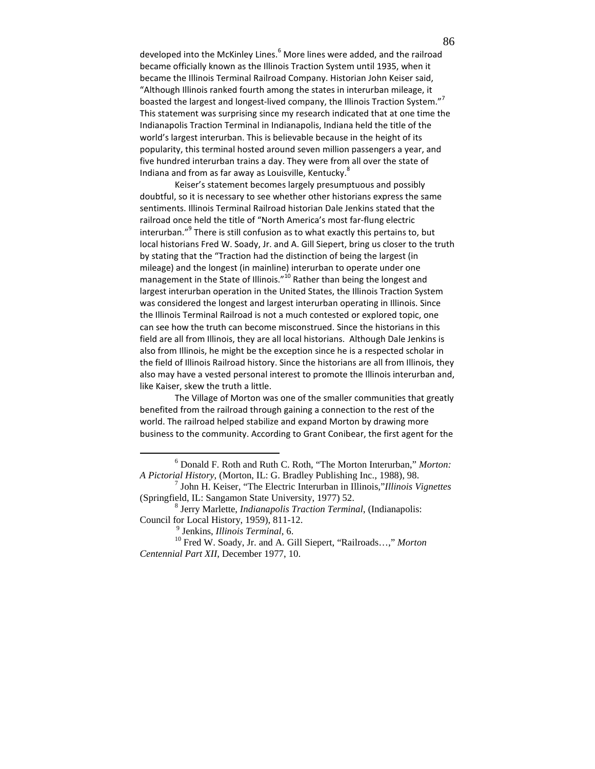developed into the McKinley Lines.[6] More lines were added, and the railroad became officially known as the Illinois Traction System until 1935, when it became the Illinois Terminal Railroad Company. Historian John Keiser said, "Although Illinois ranked fourth among the states in interurban mileage, it boasted the largest and longest-lived company, the Illinois Traction System."[7] This statement was surprising since my research indicated that at one time the Indianapolis Traction Terminal in Indianapolis, Indiana held the title of the world's largest interurban. This is believable because in the height of its popularity, this terminal hosted around seven million passengers a year, and five hundred interurban trains a day. They were from all over the state of Indiana and from as far away as Louisville, Kentucky.[8]

Keiser's statement becomes largely presumptuous and possibly doubtful, so it is necessary to see whether other historians express the same sentiments. Illinois Terminal Railroad historian Dale Jenkins stated that the railroad once held the title of "North America's most far-flung electric interurban."[9] There is still confusion as to what exactly this pertains to, but local historians Fred W. Soady, Jr. and A. Gill Siepert, bring us closer to the truth by stating that the "Traction had the distinction of being the largest (in mileage) and the longest (in mainline) interurban to operate under one management in the State of Illinois."[10] Rather than being the longest and largest interurban operation in the United States, the Illinois Traction System was considered the longest and largest interurban operating in Illinois. Since the Illinois Terminal Railroad is not a much contested or explored topic, one can see how the truth can become misconstrued. Since the historians in this field are all from Illinois, they are all local historians. Although Dale Jenkins is also from Illinois, he might be the exception since he is a respected scholar in the field of Illinois Railroad history. Since the historians are all from Illinois, they also may have a vested personal interest to promote the Illinois interurban and, like Kaiser, skew the truth a little.

The Village of Morton was one of the smaller communities that greatly benefited from the railroad through gaining a connection to the rest of the world. The railroad helped stabilize and expand Morton by drawing more business to the community. According to Grant Conibear, the first agent for the

---

[6] Donald F. Roth and Ruth C. Roth, "The Morton Interurban," *Morton: A Pictorial History*, (Morton, IL: G. Bradley Publishing Inc., 1988), 98.

[7] John H. Keiser, "The Electric Interurban in Illinois,"*Illinois Vignettes* (Springfield, IL: Sangamon State University, 1977) 52.

[8] Jerry Marlette, *Indianapolis Traction Terminal*, (Indianapolis: Council for Local History, 1959), 811-12.

[9] Jenkins, *Illinois Terminal*, 6.

[10] Fred W. Soady, Jr. and A. Gill Siepert, "Railroads…," *Morton Centennial Part XII*, December 1977, 10.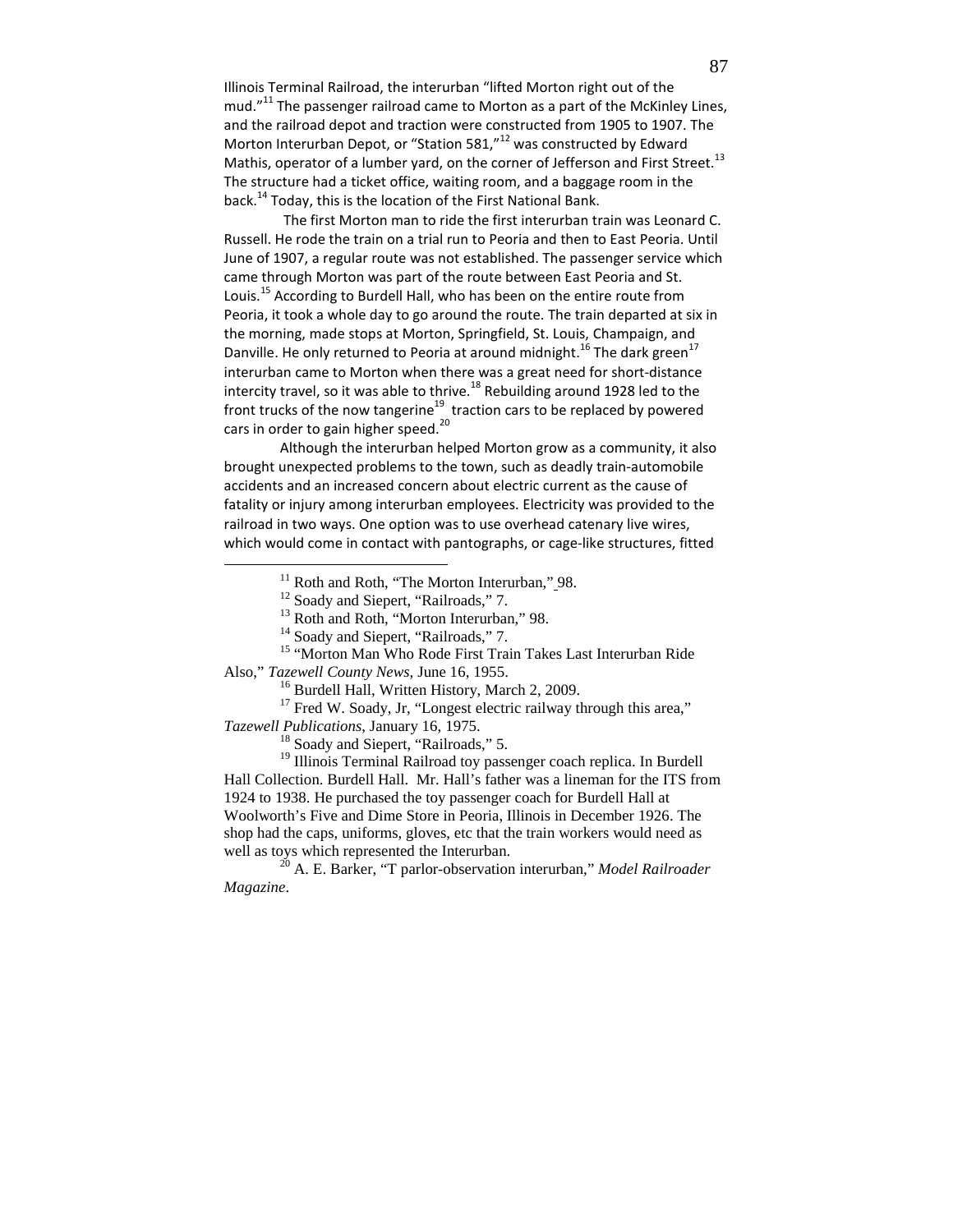Illinois Terminal Railroad, the interurban "lifted Morton right out of the mud."[11] The passenger railroad came to Morton as a part of the McKinley Lines, and the railroad depot and traction were constructed from 1905 to 1907. The Morton Interurban Depot, or "Station 581,"[12] was constructed by Edward Mathis, operator of a lumber yard, on the corner of Jefferson and First Street.[13] The structure had a ticket office, waiting room, and a baggage room in the back.[14] Today, this is the location of the First National Bank.

The first Morton man to ride the first interurban train was Leonard C. Russell. He rode the train on a trial run to Peoria and then to East Peoria. Until June of 1907, a regular route was not established. The passenger service which came through Morton was part of the route between East Peoria and St. Louis.[15] According to Burdell Hall, who has been on the entire route from Peoria, it took a whole day to go around the route. The train departed at six in the morning, made stops at Morton, Springfield, St. Louis, Champaign, and Danville. He only returned to Peoria at around midnight.[16] The dark green[17] interurban came to Morton when there was a great need for short-distance intercity travel, so it was able to thrive.[18] Rebuilding around 1928 led to the front trucks of the now tangerine[19] traction cars to be replaced by powered cars in order to gain higher speed.[20]

Although the interurban helped Morton grow as a community, it also brought unexpected problems to the town, such as deadly train-automobile accidents and an increased concern about electric current as the cause of fatality or injury among interurban employees. Electricity was provided to the railroad in two ways. One option was to use overhead catenary live wires, which would come in contact with pantographs, or cage-like structures, fitted

---

[11] Roth and Roth, "The Morton Interurban," 98.

[12] Soady and Siepert, "Railroads," 7.

[13] Roth and Roth, "Morton Interurban," 98.

[14] Soady and Siepert, "Railroads," 7.

[15] "Morton Man Who Rode First Train Takes Last Interurban Ride Also," *Tazewell County News*, June 16, 1955.

[16] Burdell Hall, Written History, March 2, 2009.

[17] Fred W. Soady, Jr, "Longest electric railway through this area," *Tazewell Publications*, January 16, 1975.

[18] Soady and Siepert, "Railroads," 5.

[19] Illinois Terminal Railroad toy passenger coach replica. In Burdell Hall Collection. Burdell Hall. Mr. Hall's father was a lineman for the ITS from 1924 to 1938. He purchased the toy passenger coach for Burdell Hall at Woolworth's Five and Dime Store in Peoria, Illinois in December 1926. The shop had the caps, uniforms, gloves, etc that the train workers would need as well as toys which represented the Interurban.

[20] A. E. Barker, "T parlor-observation interurban," *Model Railroader Magazine*.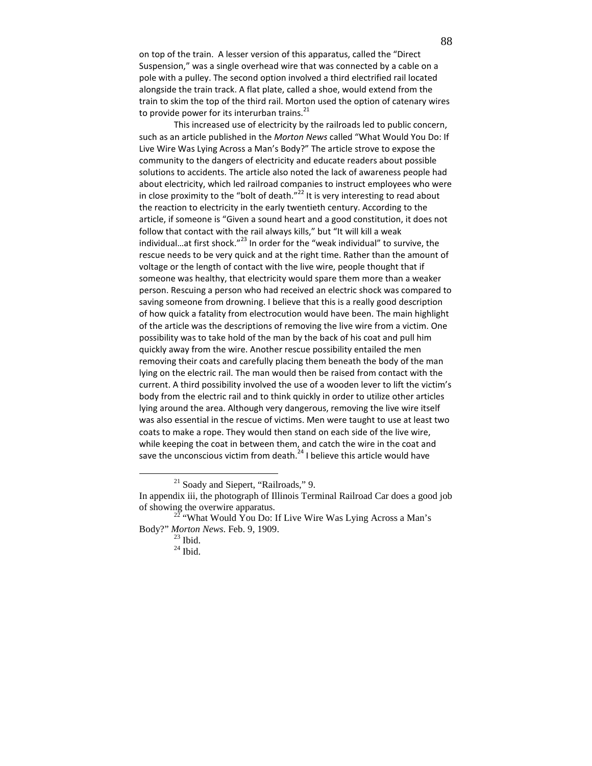on top of the train. A lesser version of this apparatus, called the "Direct Suspension," was a single overhead wire that was connected by a cable on a pole with a pulley. The second option involved a third electrified rail located alongside the train track. A flat plate, called a shoe, would extend from the train to skim the top of the third rail. Morton used the option of catenary wires to provide power for its interurban trains.[21]

This increased use of electricity by the railroads led to public concern, such as an article published in the *Morton News* called "What Would You Do: If Live Wire Was Lying Across a Man's Body?" The article strove to expose the community to the dangers of electricity and educate readers about possible solutions to accidents. The article also noted the lack of awareness people had about electricity, which led railroad companies to instruct employees who were in close proximity to the "bolt of death."[22] It is very interesting to read about the reaction to electricity in the early twentieth century. According to the article, if someone is "Given a sound heart and a good constitution, it does not follow that contact with the rail always kills," but "It will kill a weak individual…at first shock."[23] In order for the "weak individual" to survive, the rescue needs to be very quick and at the right time. Rather than the amount of voltage or the length of contact with the live wire, people thought that if someone was healthy, that electricity would spare them more than a weaker person. Rescuing a person who had received an electric shock was compared to saving someone from drowning. I believe that this is a really good description of how quick a fatality from electrocution would have been. The main highlight of the article was the descriptions of removing the live wire from a victim. One possibility was to take hold of the man by the back of his coat and pull him quickly away from the wire. Another rescue possibility entailed the men removing their coats and carefully placing them beneath the body of the man lying on the electric rail. The man would then be raised from contact with the current. A third possibility involved the use of a wooden lever to lift the victim's body from the electric rail and to think quickly in order to utilize other articles lying around the area. Although very dangerous, removing the live wire itself was also essential in the rescue of victims. Men were taught to use at least two coats to make a rope. They would then stand on each side of the live wire, while keeping the coat in between them, and catch the wire in the coat and save the unconscious victim from death.[24] I believe this article would have

---

[21] Soady and Siepert, "Railroads," 9.
In appendix iii, the photograph of Illinois Terminal Railroad Car does a good job of showing the overwire apparatus.

[22] "What Would You Do: If Live Wire Was Lying Across a Man's Body?" *Morton News*. Feb. 9, 1909.

[23] Ibid.

[24] Ibid.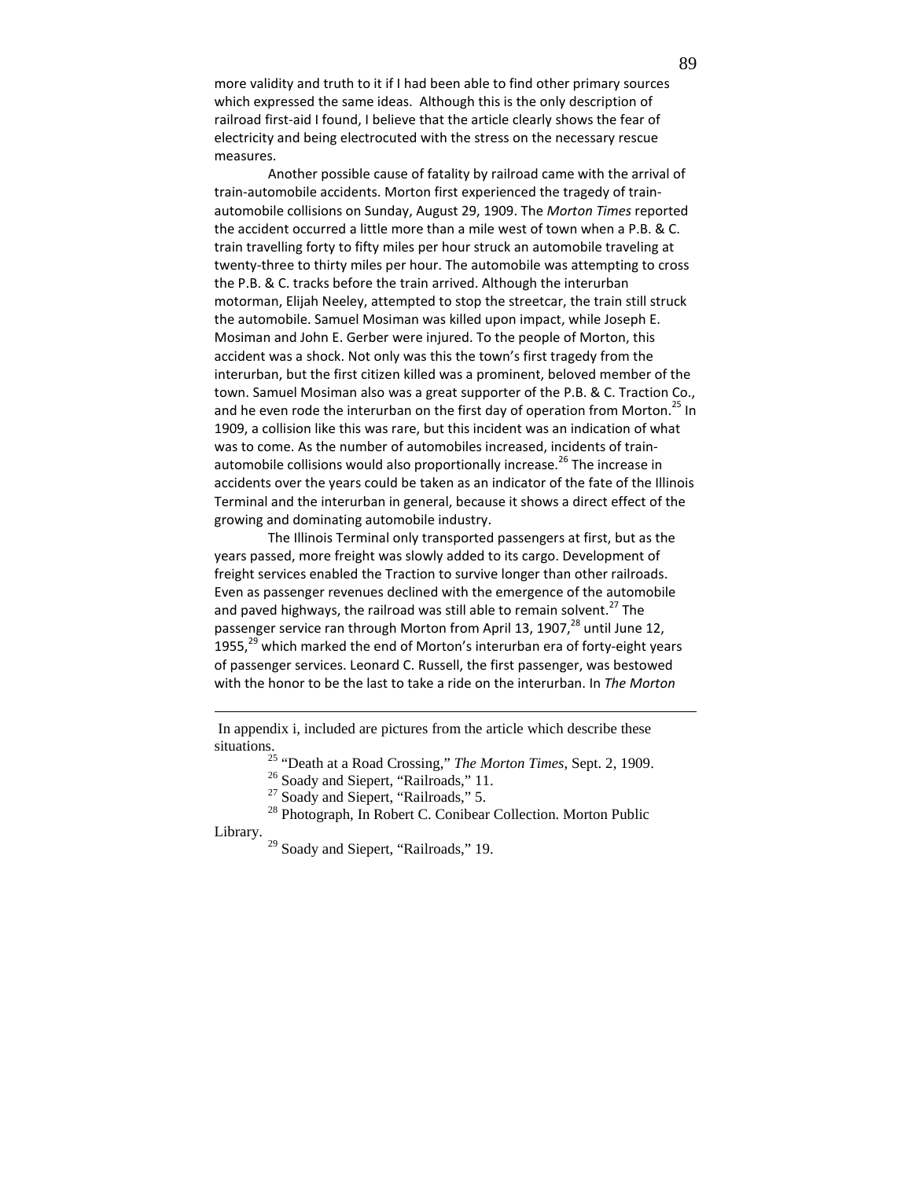more validity and truth to it if I had been able to find other primary sources which expressed the same ideas. Although this is the only description of railroad first-aid I found, I believe that the article clearly shows the fear of electricity and being electrocuted with the stress on the necessary rescue measures.

Another possible cause of fatality by railroad came with the arrival of train-automobile accidents. Morton first experienced the tragedy of train-automobile collisions on Sunday, August 29, 1909. The *Morton Times* reported the accident occurred a little more than a mile west of town when a P.B. & C. train travelling forty to fifty miles per hour struck an automobile traveling at twenty-three to thirty miles per hour. The automobile was attempting to cross the P.B. & C. tracks before the train arrived. Although the interurban motorman, Elijah Neeley, attempted to stop the streetcar, the train still struck the automobile. Samuel Mosiman was killed upon impact, while Joseph E. Mosiman and John E. Gerber were injured. To the people of Morton, this accident was a shock. Not only was this the town's first tragedy from the interurban, but the first citizen killed was a prominent, beloved member of the town. Samuel Mosiman also was a great supporter of the P.B. & C. Traction Co., and he even rode the interurban on the first day of operation from Morton.[25] In 1909, a collision like this was rare, but this incident was an indication of what was to come. As the number of automobiles increased, incidents of train-automobile collisions would also proportionally increase.[26] The increase in accidents over the years could be taken as an indicator of the fate of the Illinois Terminal and the interurban in general, because it shows a direct effect of the growing and dominating automobile industry.

The Illinois Terminal only transported passengers at first, but as the years passed, more freight was slowly added to its cargo. Development of freight services enabled the Traction to survive longer than other railroads. Even as passenger revenues declined with the emergence of the automobile and paved highways, the railroad was still able to remain solvent.[27] The passenger service ran through Morton from April 13, 1907,[28] until June 12, 1955,[29] which marked the end of Morton's interurban era of forty-eight years of passenger services. Leonard C. Russell, the first passenger, was bestowed with the honor to be the last to take a ride on the interurban. In *The Morton*

---

In appendix i, included are pictures from the article which describe these situations.

[25] "Death at a Road Crossing," *The Morton Times*, Sept. 2, 1909.

[26] Soady and Siepert, "Railroads," 11.

[27] Soady and Siepert, "Railroads," 5.

[28] Photograph, In Robert C. Conibear Collection. Morton Public Library.

[29] Soady and Siepert, "Railroads," 19.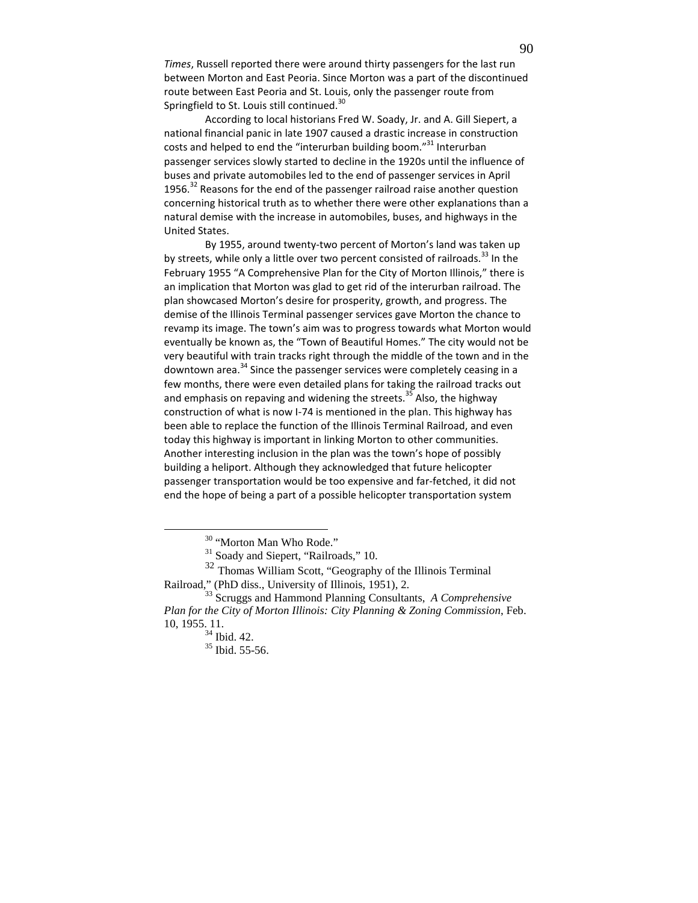*Times*, Russell reported there were around thirty passengers for the last run between Morton and East Peoria. Since Morton was a part of the discontinued route between East Peoria and St. Louis, only the passenger route from Springfield to St. Louis still continued.[30]

According to local historians Fred W. Soady, Jr. and A. Gill Siepert, a national financial panic in late 1907 caused a drastic increase in construction costs and helped to end the "interurban building boom."[31] Interurban passenger services slowly started to decline in the 1920s until the influence of buses and private automobiles led to the end of passenger services in April 1956.[32] Reasons for the end of the passenger railroad raise another question concerning historical truth as to whether there were other explanations than a natural demise with the increase in automobiles, buses, and highways in the United States.

By 1955, around twenty-two percent of Morton's land was taken up by streets, while only a little over two percent consisted of railroads.[33] In the February 1955 "A Comprehensive Plan for the City of Morton Illinois," there is an implication that Morton was glad to get rid of the interurban railroad. The plan showcased Morton's desire for prosperity, growth, and progress. The demise of the Illinois Terminal passenger services gave Morton the chance to revamp its image. The town's aim was to progress towards what Morton would eventually be known as, the "Town of Beautiful Homes." The city would not be very beautiful with train tracks right through the middle of the town and in the downtown area.[34] Since the passenger services were completely ceasing in a few months, there were even detailed plans for taking the railroad tracks out and emphasis on repaving and widening the streets.[35] Also, the highway construction of what is now I-74 is mentioned in the plan. This highway has been able to replace the function of the Illinois Terminal Railroad, and even today this highway is important in linking Morton to other communities. Another interesting inclusion in the plan was the town's hope of possibly building a heliport. Although they acknowledged that future helicopter passenger transportation would be too expensive and far-fetched, it did not end the hope of being a part of a possible helicopter transportation system

---

[30] "Morton Man Who Rode."

[31] Soady and Siepert, "Railroads," 10.

[32] Thomas William Scott, "Geography of the Illinois Terminal Railroad," (PhD diss., University of Illinois, 1951), 2.

[33] Scruggs and Hammond Planning Consultants, *A Comprehensive Plan for the City of Morton Illinois: City Planning & Zoning Commission*, Feb. 10, 1955. 11.

[34] Ibid. 42.

[35] Ibid. 55-56.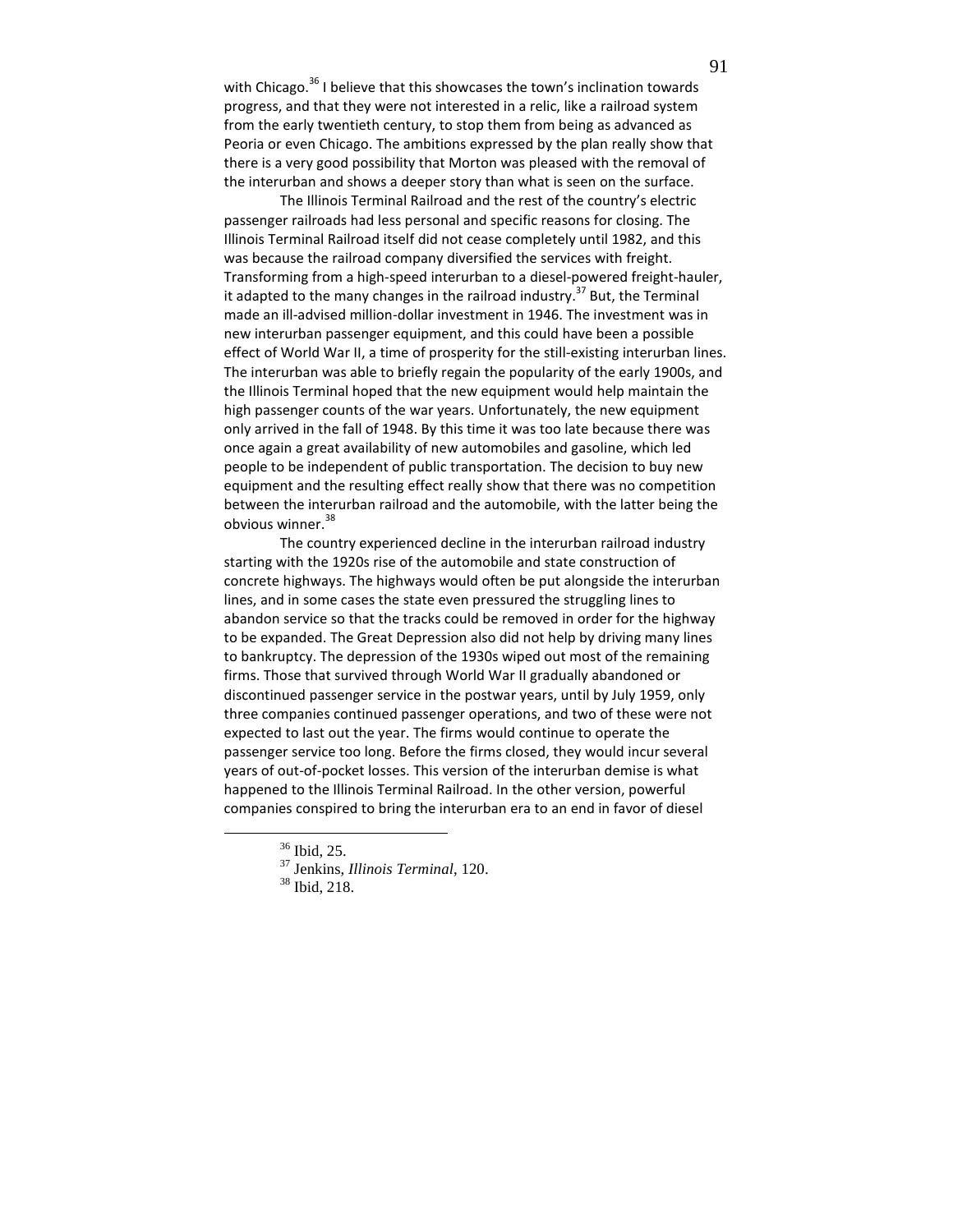with Chicago.[36] I believe that this showcases the town's inclination towards progress, and that they were not interested in a relic, like a railroad system from the early twentieth century, to stop them from being as advanced as Peoria or even Chicago. The ambitions expressed by the plan really show that there is a very good possibility that Morton was pleased with the removal of the interurban and shows a deeper story than what is seen on the surface.

The Illinois Terminal Railroad and the rest of the country's electric passenger railroads had less personal and specific reasons for closing. The Illinois Terminal Railroad itself did not cease completely until 1982, and this was because the railroad company diversified the services with freight. Transforming from a high-speed interurban to a diesel-powered freight-hauler, it adapted to the many changes in the railroad industry.[37] But, the Terminal made an ill-advised million-dollar investment in 1946. The investment was in new interurban passenger equipment, and this could have been a possible effect of World War II, a time of prosperity for the still-existing interurban lines. The interurban was able to briefly regain the popularity of the early 1900s, and the Illinois Terminal hoped that the new equipment would help maintain the high passenger counts of the war years. Unfortunately, the new equipment only arrived in the fall of 1948. By this time it was too late because there was once again a great availability of new automobiles and gasoline, which led people to be independent of public transportation. The decision to buy new equipment and the resulting effect really show that there was no competition between the interurban railroad and the automobile, with the latter being the obvious winner.[38]

The country experienced decline in the interurban railroad industry starting with the 1920s rise of the automobile and state construction of concrete highways. The highways would often be put alongside the interurban lines, and in some cases the state even pressured the struggling lines to abandon service so that the tracks could be removed in order for the highway to be expanded. The Great Depression also did not help by driving many lines to bankruptcy. The depression of the 1930s wiped out most of the remaining firms. Those that survived through World War II gradually abandoned or discontinued passenger service in the postwar years, until by July 1959, only three companies continued passenger operations, and two of these were not expected to last out the year. The firms would continue to operate the passenger service too long. Before the firms closed, they would incur several years of out-of-pocket losses. This version of the interurban demise is what happened to the Illinois Terminal Railroad. In the other version, powerful companies conspired to bring the interurban era to an end in favor of diesel

---

[36] Ibid, 25.

[37] Jenkins, *Illinois Terminal*, 120.

[38] Ibid, 218.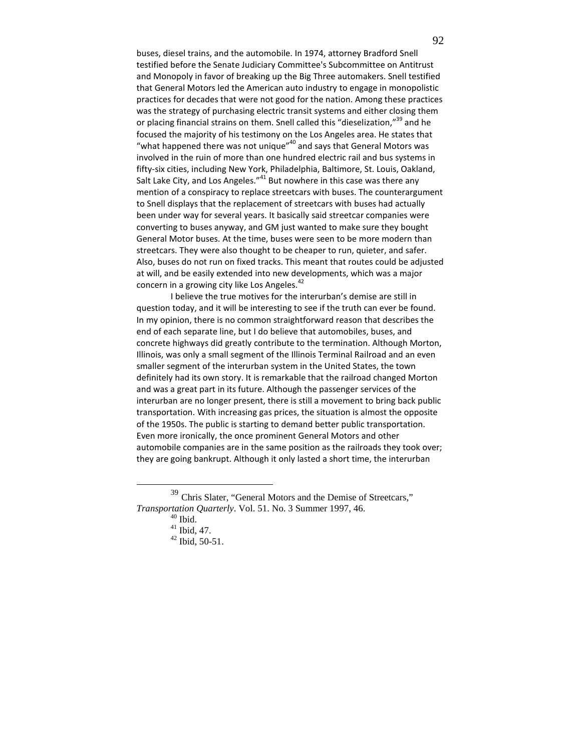buses, diesel trains, and the automobile. In 1974, attorney Bradford Snell testified before the Senate Judiciary Committee's Subcommittee on Antitrust and Monopoly in favor of breaking up the Big Three automakers. Snell testified that General Motors led the American auto industry to engage in monopolistic practices for decades that were not good for the nation. Among these practices was the strategy of purchasing electric transit systems and either closing them or placing financial strains on them. Snell called this "dieselization,"[39] and he focused the majority of his testimony on the Los Angeles area. He states that "what happened there was not unique"[40] and says that General Motors was involved in the ruin of more than one hundred electric rail and bus systems in fifty-six cities, including New York, Philadelphia, Baltimore, St. Louis, Oakland, Salt Lake City, and Los Angeles."[41] But nowhere in this case was there any mention of a conspiracy to replace streetcars with buses. The counterargument to Snell displays that the replacement of streetcars with buses had actually been under way for several years. It basically said streetcar companies were converting to buses anyway, and GM just wanted to make sure they bought General Motor buses. At the time, buses were seen to be more modern than streetcars. They were also thought to be cheaper to run, quieter, and safer. Also, buses do not run on fixed tracks. This meant that routes could be adjusted at will, and be easily extended into new developments, which was a major concern in a growing city like Los Angeles.[42]

I believe the true motives for the interurban's demise are still in question today, and it will be interesting to see if the truth can ever be found. In my opinion, there is no common straightforward reason that describes the end of each separate line, but I do believe that automobiles, buses, and concrete highways did greatly contribute to the termination. Although Morton, Illinois, was only a small segment of the Illinois Terminal Railroad and an even smaller segment of the interurban system in the United States, the town definitely had its own story. It is remarkable that the railroad changed Morton and was a great part in its future. Although the passenger services of the interurban are no longer present, there is still a movement to bring back public transportation. With increasing gas prices, the situation is almost the opposite of the 1950s. The public is starting to demand better public transportation. Even more ironically, the once prominent General Motors and other automobile companies are in the same position as the railroads they took over; they are going bankrupt. Although it only lasted a short time, the interurban

---

[39] Chris Slater, "General Motors and the Demise of Streetcars," *Transportation Quarterly*. Vol. 51. No. 3 Summer 1997, 46.

[40] Ibid.

[41] Ibid, 47.

[42] Ibid, 50-51.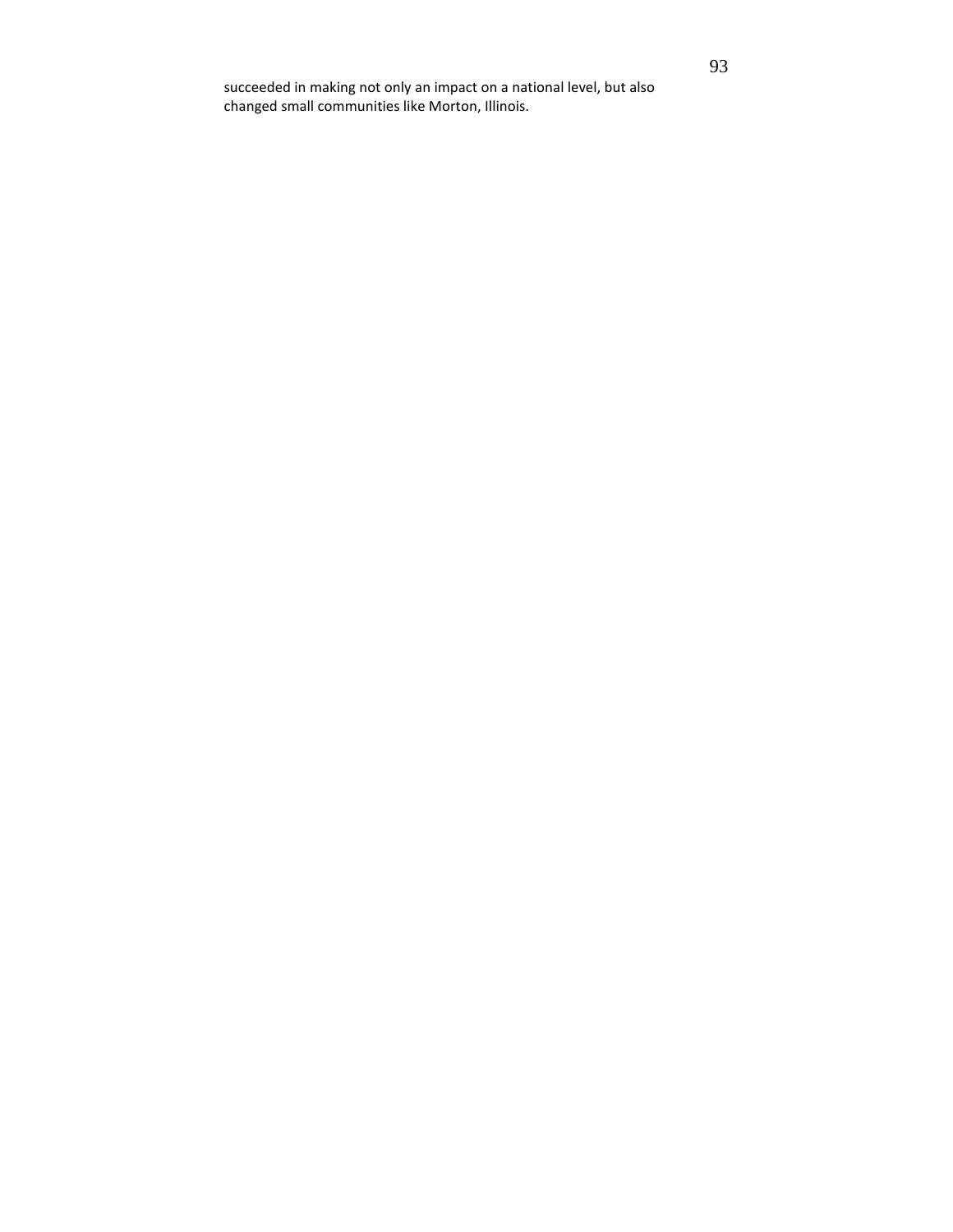succeeded in making not only an impact on a national level, but also changed small communities like Morton, Illinois.